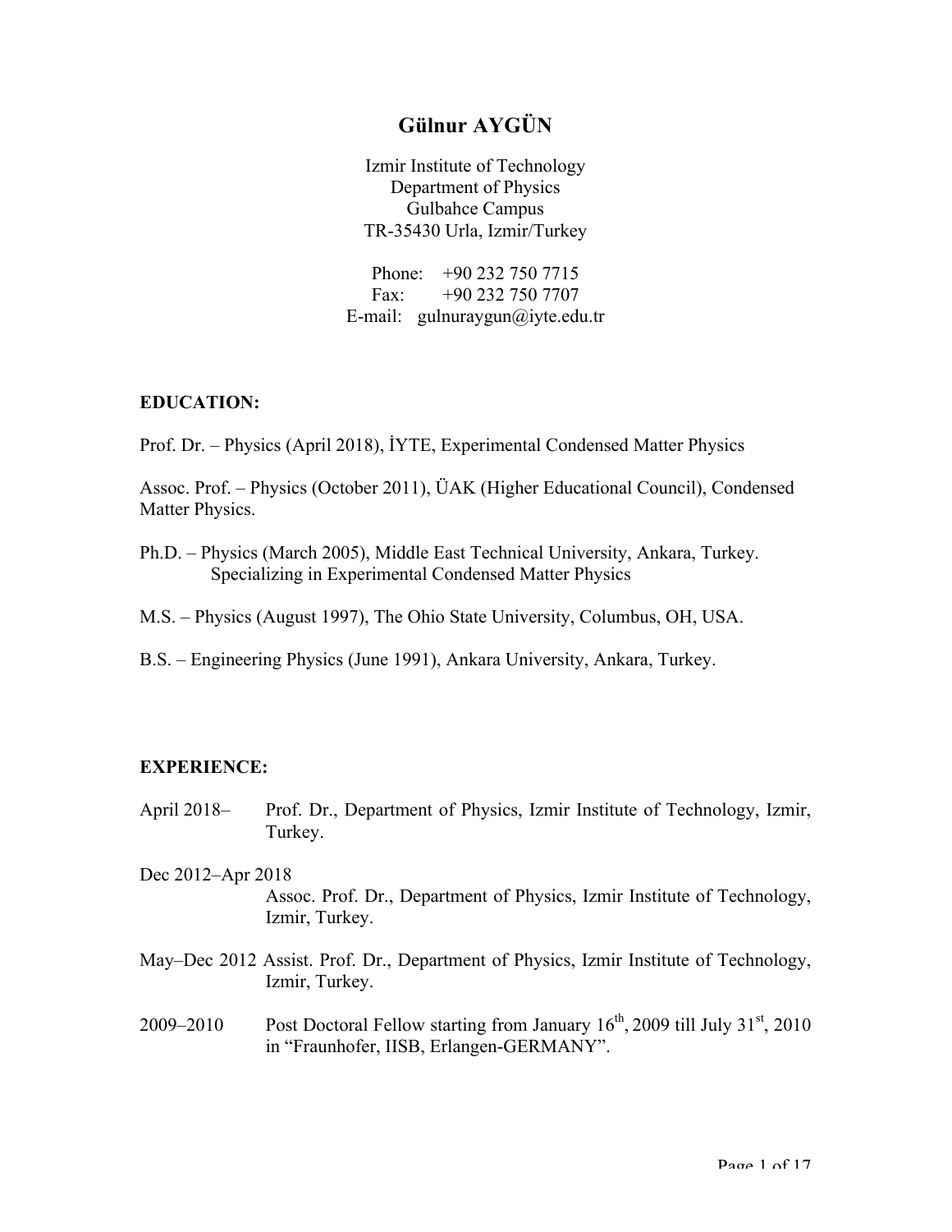# Gülnur AYGÜN

Izmir Institute of Technology
Department of Physics
Gulbahce Campus
TR-35430 Urla, Izmir/Turkey

Phone: +90 232 750 7715
Fax: +90 232 750 7707
E-mail: gulnuraygun@iyte.edu.tr

## EDUCATION:

Prof. Dr. – Physics (April 2018), İYTE, Experimental Condensed Matter Physics

Assoc. Prof. – Physics (October 2011), ÜAK (Higher Educational Council), Condensed Matter Physics.

Ph.D. – Physics (March 2005), Middle East Technical University, Ankara, Turkey. Specializing in Experimental Condensed Matter Physics

M.S. – Physics (August 1997), The Ohio State University, Columbus, OH, USA.

B.S. – Engineering Physics (June 1991), Ankara University, Ankara, Turkey.

## EXPERIENCE:

April 2018– Prof. Dr., Department of Physics, Izmir Institute of Technology, Izmir, Turkey.

Dec 2012–Apr 2018 Assoc. Prof. Dr., Department of Physics, Izmir Institute of Technology, Izmir, Turkey.

May–Dec 2012 Assist. Prof. Dr., Department of Physics, Izmir Institute of Technology, Izmir, Turkey.

2009–2010 Post Doctoral Fellow starting from January 16th, 2009 till July 31st, 2010 in "Fraunhofer, IISB, Erlangen-GERMANY".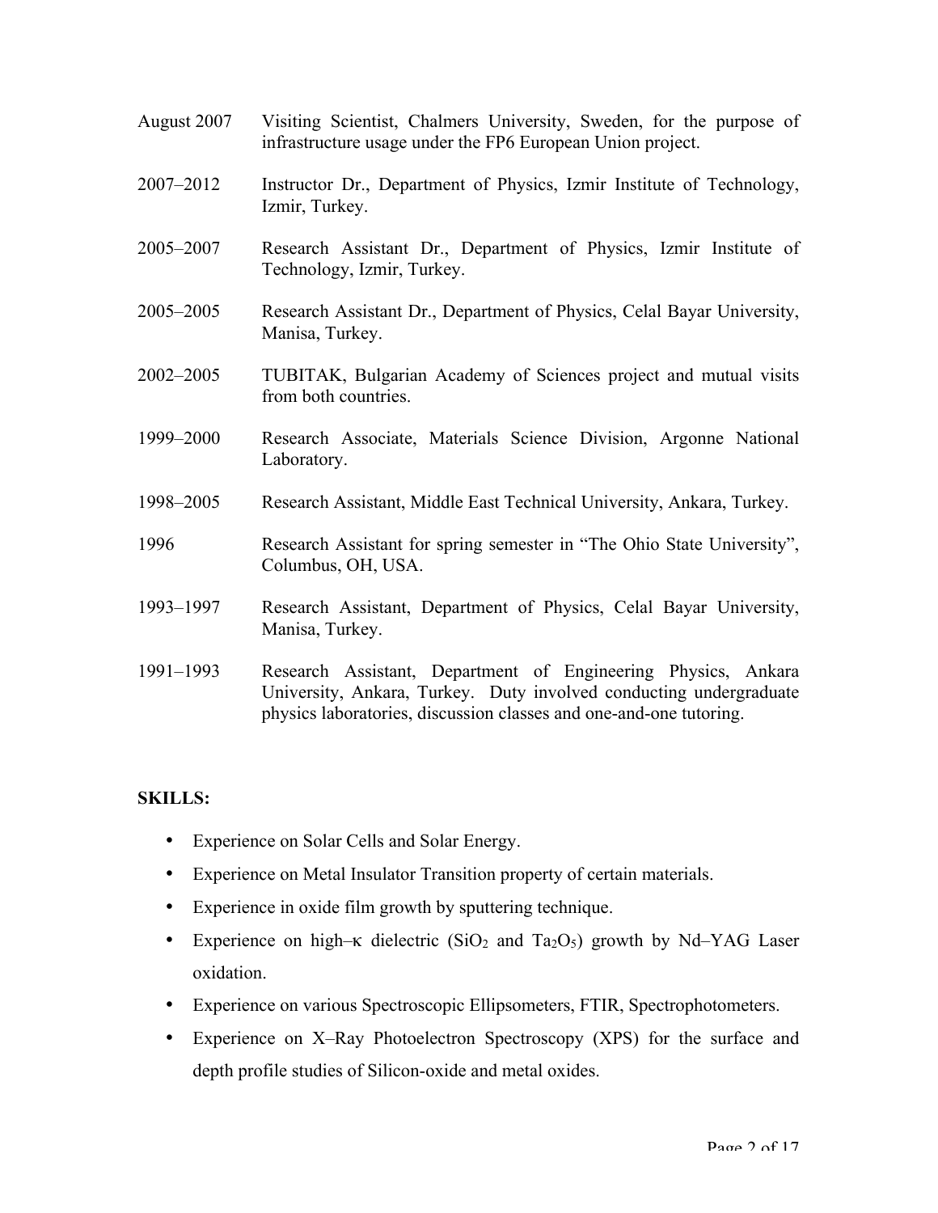| | |
|---|---|
| August 2007 | Visiting Scientist, Chalmers University, Sweden, for the purpose of infrastructure usage under the FP6 European Union project. |
| 2007–2012 | Instructor Dr., Department of Physics, Izmir Institute of Technology, Izmir, Turkey. |
| 2005–2007 | Research Assistant Dr., Department of Physics, Izmir Institute of Technology, Izmir, Turkey. |
| 2005–2005 | Research Assistant Dr., Department of Physics, Celal Bayar University, Manisa, Turkey. |
| 2002–2005 | TUBITAK, Bulgarian Academy of Sciences project and mutual visits from both countries. |
| 1999–2000 | Research Associate, Materials Science Division, Argonne National Laboratory. |
| 1998–2005 | Research Assistant, Middle East Technical University, Ankara, Turkey. |
| 1996 | Research Assistant for spring semester in "The Ohio State University", Columbus, OH, USA. |
| 1993–1997 | Research Assistant, Department of Physics, Celal Bayar University, Manisa, Turkey. |
| 1991–1993 | Research Assistant, Department of Engineering Physics, Ankara University, Ankara, Turkey. Duty involved conducting undergraduate physics laboratories, discussion classes and one-and-one tutoring. |

**SKILLS:**

- Experience on Solar Cells and Solar Energy.
- Experience on Metal Insulator Transition property of certain materials.
- Experience in oxide film growth by sputtering technique.
- Experience on high–κ dielectric ($SiO_2$ and $Ta_2O_5$) growth by Nd–YAG Laser oxidation.
- Experience on various Spectroscopic Ellipsometers, FTIR, Spectrophotometers.
- Experience on X–Ray Photoelectron Spectroscopy (XPS) for the surface and depth profile studies of Silicon-oxide and metal oxides.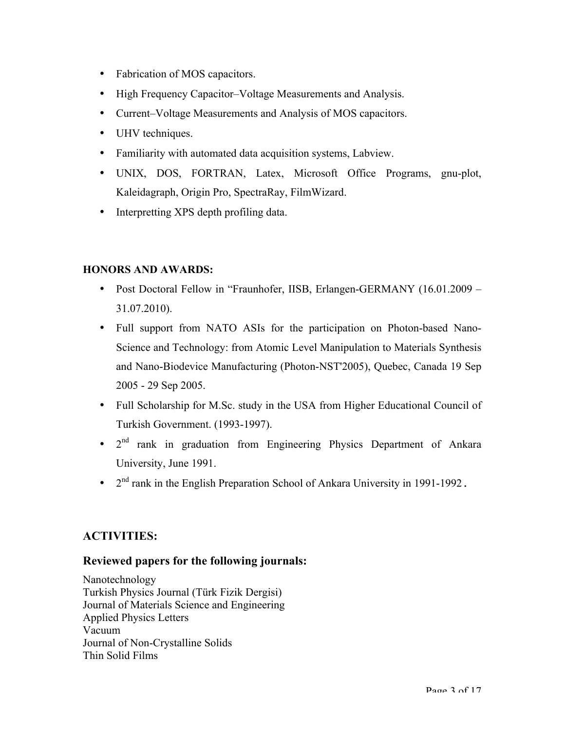- Fabrication of MOS capacitors.
- High Frequency Capacitor–Voltage Measurements and Analysis.
- Current–Voltage Measurements and Analysis of MOS capacitors.
- UHV techniques.
- Familiarity with automated data acquisition systems, Labview.
- UNIX, DOS, FORTRAN, Latex, Microsoft Office Programs, gnu-plot, Kaleidagraph, Origin Pro, SpectraRay, FilmWizard.
- Interpretting XPS depth profiling data.

**HONORS AND AWARDS:**

- Post Doctoral Fellow in "Fraunhofer, IISB, Erlangen-GERMANY (16.01.2009 – 31.07.2010).
- Full support from NATO ASIs for the participation on Photon-based Nano-Science and Technology: from Atomic Level Manipulation to Materials Synthesis and Nano-Biodevice Manufacturing (Photon-NST'2005), Quebec, Canada 19 Sep 2005 - 29 Sep 2005.
- Full Scholarship for M.Sc. study in the USA from Higher Educational Council of Turkish Government. (1993-1997).
- 2nd rank in graduation from Engineering Physics Department of Ankara University, June 1991.
- 2nd rank in the English Preparation School of Ankara University in 1991-1992.

## ACTIVITIES:

### Reviewed papers for the following journals:

Nanotechnology
Turkish Physics Journal (Türk Fizik Dergisi)
Journal of Materials Science and Engineering
Applied Physics Letters
Vacuum
Journal of Non-Crystalline Solids
Thin Solid Films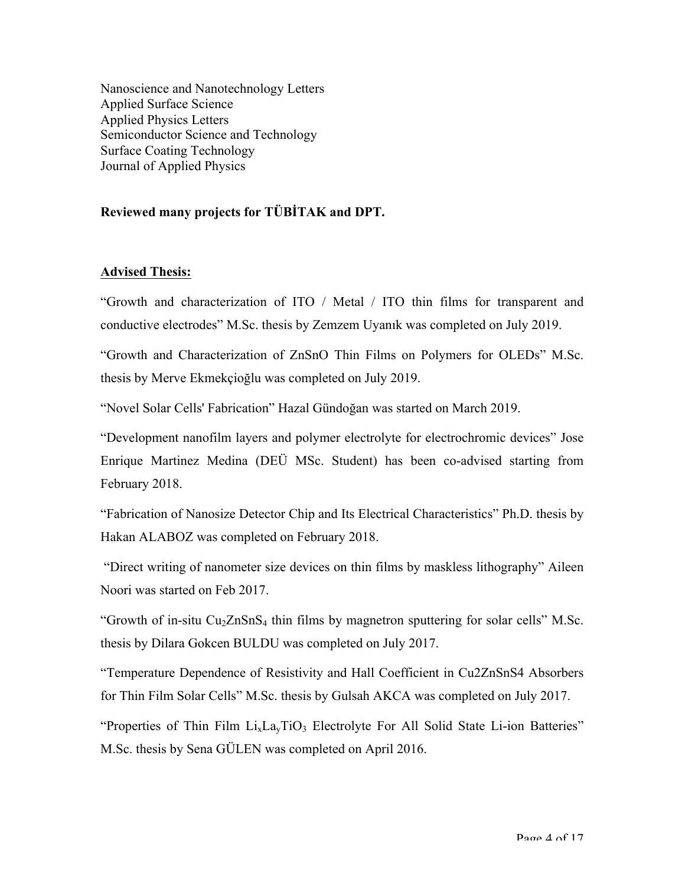Nanoscience and Nanotechnology Letters
Applied Surface Science
Applied Physics Letters
Semiconductor Science and Technology
Surface Coating Technology
Journal of Applied Physics

**Reviewed many projects for TÜBİTAK and DPT.**

**Advised Thesis:**

"Growth and characterization of ITO / Metal / ITO thin films for transparent and conductive electrodes" M.Sc. thesis by Zemzem Uyanık was completed on July 2019.

"Growth and Characterization of ZnSnO Thin Films on Polymers for OLEDs" M.Sc. thesis by Merve Ekmekçioğlu was completed on July 2019.

"Novel Solar Cells' Fabrication" Hazal Gündoğan was started on March 2019.

"Development nanofilm layers and polymer electrolyte for electrochromic devices" Jose Enrique Martinez Medina (DEÜ MSc. Student) has been co-advised starting from February 2018.

"Fabrication of Nanosize Detector Chip and Its Electrical Characteristics" Ph.D. thesis by Hakan ALABOZ was completed on February 2018.

"Direct writing of nanometer size devices on thin films by maskless lithography" Aileen Noori was started on Feb 2017.

"Growth of in-situ $Cu_2ZnSnS_4$ thin films by magnetron sputtering for solar cells" M.Sc. thesis by Dilara Gokcen BULDU was completed on July 2017.

"Temperature Dependence of Resistivity and Hall Coefficient in Cu2ZnSnS4 Absorbers for Thin Film Solar Cells" M.Sc. thesis by Gulsah AKCA was completed on July 2017.

"Properties of Thin Film $Li_xLa_yTiO_3$ Electrolyte For All Solid State Li-ion Batteries" M.Sc. thesis by Sena GÜLEN was completed on April 2016.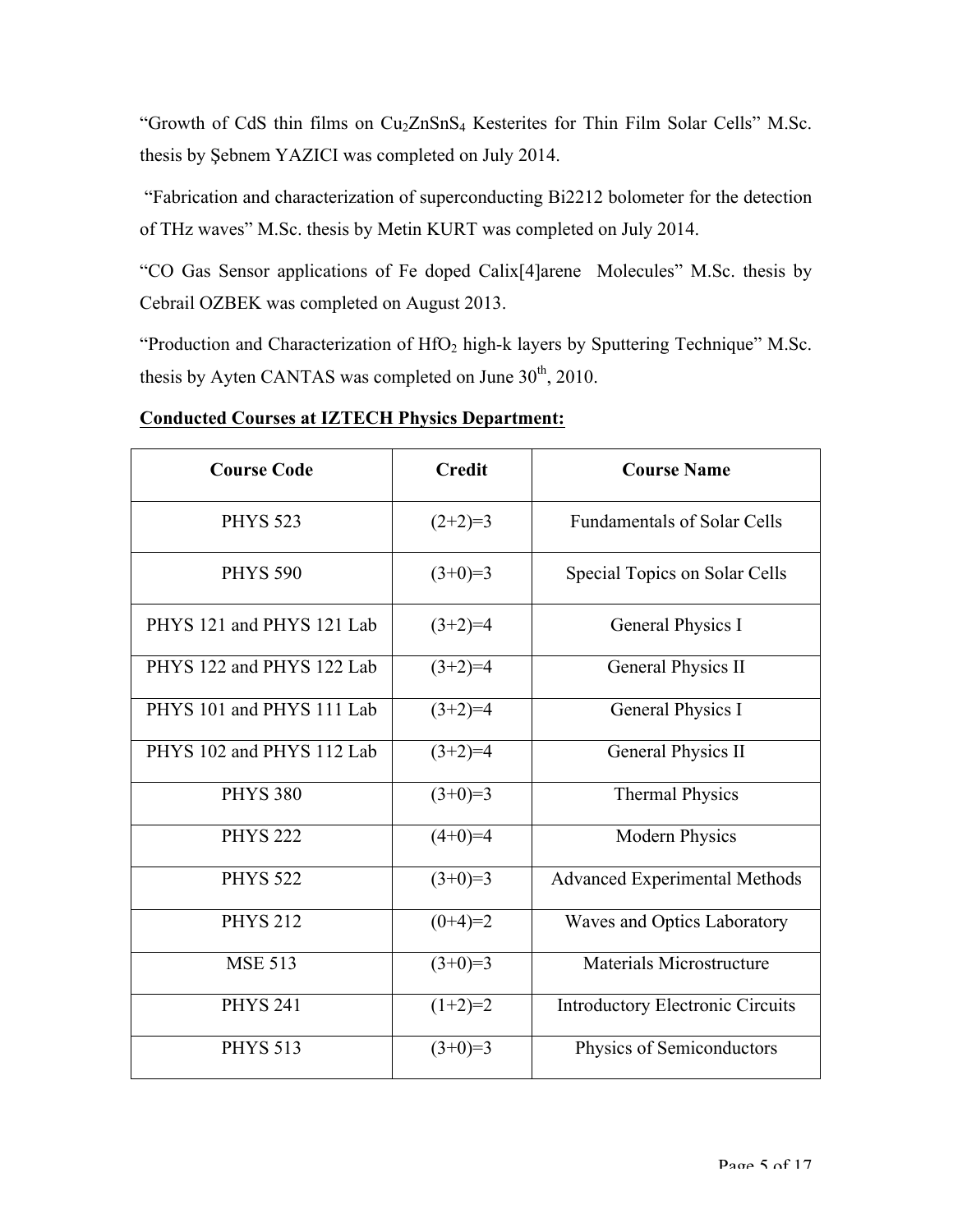"Growth of CdS thin films on $Cu_2ZnSnS_4$ Kesterites for Thin Film Solar Cells" M.Sc. thesis by Şebnem YAZICI was completed on July 2014.

"Fabrication and characterization of superconducting Bi2212 bolometer for the detection of THz waves" M.Sc. thesis by Metin KURT was completed on July 2014.

"CO Gas Sensor applications of Fe doped Calix[4]arene Molecules" M.Sc. thesis by Cebrail OZBEK was completed on August 2013.

"Production and Characterization of $HfO_2$ high-k layers by Sputtering Technique" M.Sc. thesis by Ayten CANTAS was completed on June $30^{th}$, 2010.

**Conducted Courses at IZTECH Physics Department:**

| Course Code | Credit | Course Name |
|---|---|---|
| PHYS 523 | (2+2)=3 | Fundamentals of Solar Cells |
| PHYS 590 | (3+0)=3 | Special Topics on Solar Cells |
| PHYS 121 and PHYS 121 Lab | (3+2)=4 | General Physics I |
| PHYS 122 and PHYS 122 Lab | (3+2)=4 | General Physics II |
| PHYS 101 and PHYS 111 Lab | (3+2)=4 | General Physics I |
| PHYS 102 and PHYS 112 Lab | (3+2)=4 | General Physics II |
| PHYS 380 | (3+0)=3 | Thermal Physics |
| PHYS 222 | (4+0)=4 | Modern Physics |
| PHYS 522 | (3+0)=3 | Advanced Experimental Methods |
| PHYS 212 | (0+4)=2 | Waves and Optics Laboratory |
| MSE 513 | (3+0)=3 | Materials Microstructure |
| PHYS 241 | (1+2)=2 | Introductory Electronic Circuits |
| PHYS 513 | (3+0)=3 | Physics of Semiconductors |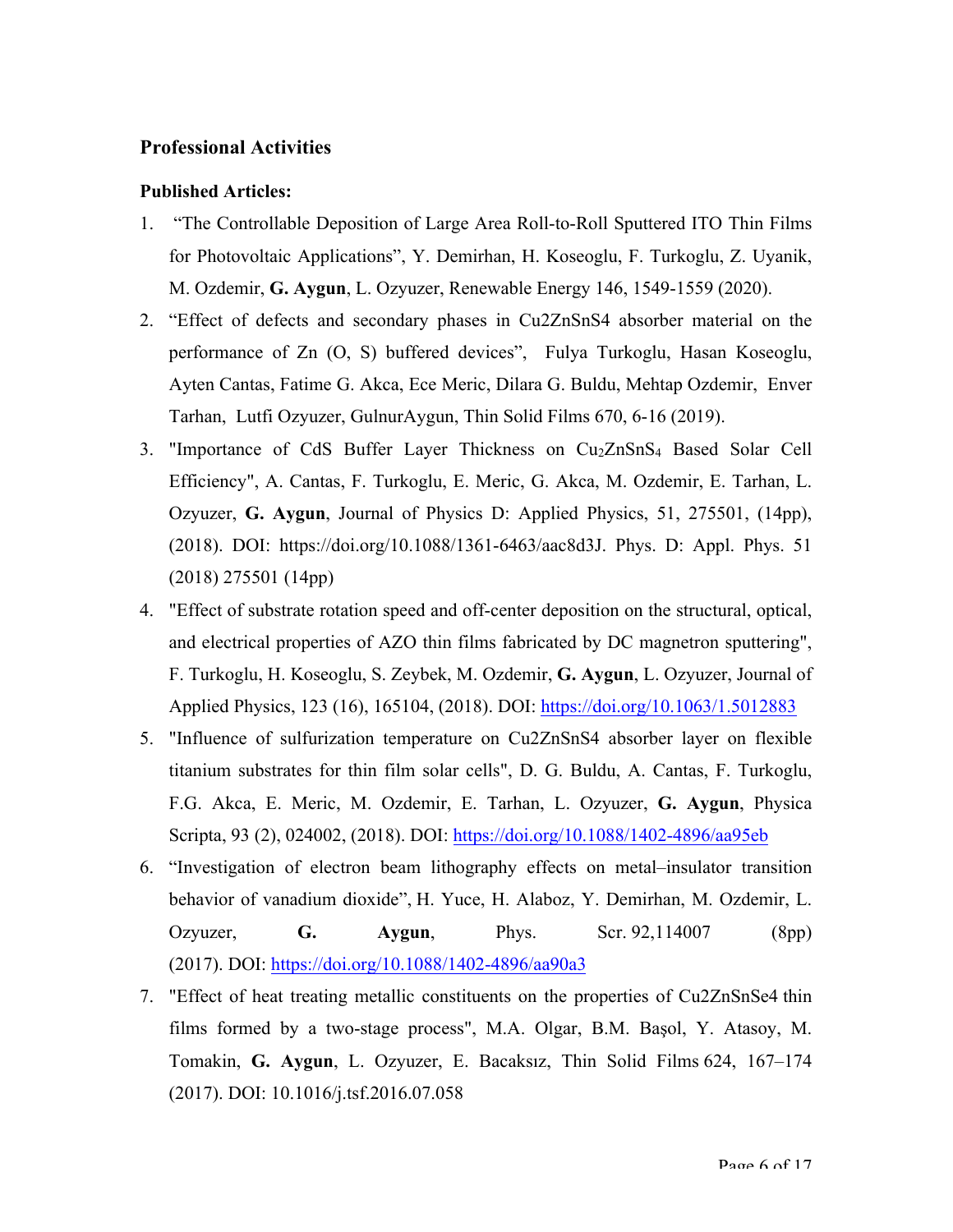## Professional Activities

### Published Articles:

1. "The Controllable Deposition of Large Area Roll-to-Roll Sputtered ITO Thin Films for Photovoltaic Applications", Y. Demirhan, H. Koseoglu, F. Turkoglu, Z. Uyanik, M. Ozdemir, **G. Aygun**, L. Ozyuzer, Renewable Energy 146, 1549-1559 (2020).
2. "Effect of defects and secondary phases in Cu2ZnSnS4 absorber material on the performance of Zn (O, S) buffered devices", Fulya Turkoglu, Hasan Koseoglu, Ayten Cantas, Fatime G. Akca, Ece Meric, Dilara G. Buldu, Mehtap Ozdemir, Enver Tarhan, Lutfi Ozyuzer, GulnurAygun, Thin Solid Films 670, 6-16 (2019).
3. "Importance of CdS Buffer Layer Thickness on $Cu_2ZnSnS_4$ Based Solar Cell Efficiency", A. Cantas, F. Turkoglu, E. Meric, G. Akca, M. Ozdemir, E. Tarhan, L. Ozyuzer, **G. Aygun**, Journal of Physics D: Applied Physics, 51, 275501, (14pp), (2018). DOI: https://doi.org/10.1088/1361-6463/aac8d3J. Phys. D: Appl. Phys. 51 (2018) 275501 (14pp)
4. "Effect of substrate rotation speed and off-center deposition on the structural, optical, and electrical properties of AZO thin films fabricated by DC magnetron sputtering", F. Turkoglu, H. Koseoglu, S. Zeybek, M. Ozdemir, **G. Aygun**, L. Ozyuzer, Journal of Applied Physics, 123 (16), 165104, (2018). DOI: https://doi.org/10.1063/1.5012883
5. "Influence of sulfurization temperature on Cu2ZnSnS4 absorber layer on flexible titanium substrates for thin film solar cells", D. G. Buldu, A. Cantas, F. Turkoglu, F.G. Akca, E. Meric, M. Ozdemir, E. Tarhan, L. Ozyuzer, **G. Aygun**, Physica Scripta, 93 (2), 024002, (2018). DOI: https://doi.org/10.1088/1402-4896/aa95eb
6. "Investigation of electron beam lithography effects on metal–insulator transition behavior of vanadium dioxide", H. Yuce, H. Alaboz, Y. Demirhan, M. Ozdemir, L. Ozyuzer, **G. Aygun**, Phys. Scr. 92,114007 (8pp) (2017). DOI: https://doi.org/10.1088/1402-4896/aa90a3
7. "Effect of heat treating metallic constituents on the properties of Cu2ZnSnSe4 thin films formed by a two-stage process", M.A. Olgar, B.M. Başol, Y. Atasoy, M. Tomakin, **G. Aygun**, L. Ozyuzer, E. Bacaksız, Thin Solid Films 624, 167–174 (2017). DOI: 10.1016/j.tsf.2016.07.058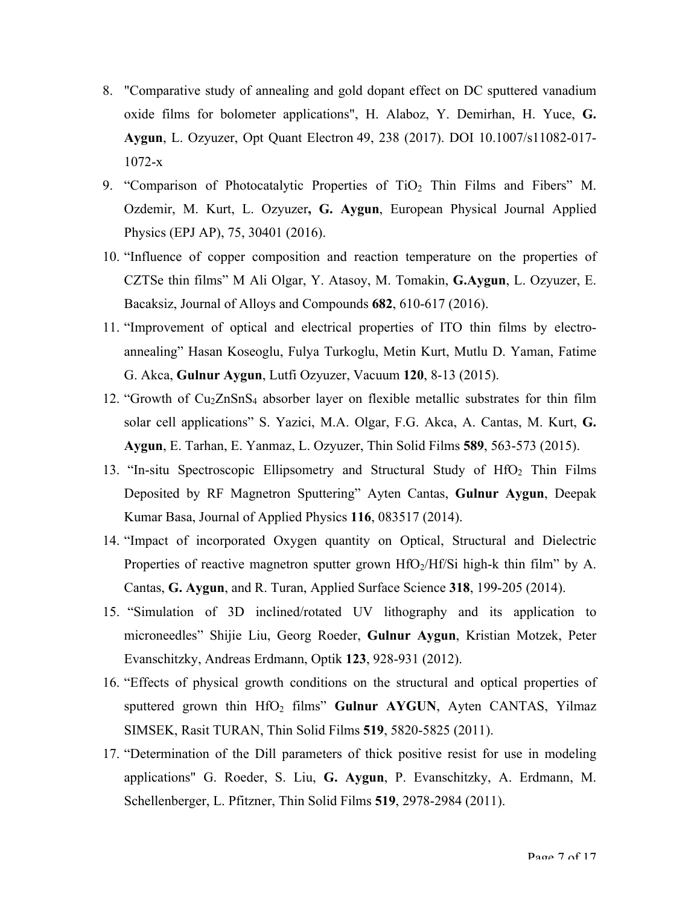8. "Comparative study of annealing and gold dopant effect on DC sputtered vanadium oxide films for bolometer applications", H. Alaboz, Y. Demirhan, H. Yuce, **G. Aygun**, L. Ozyuzer, Opt Quant Electron 49, 238 (2017). DOI 10.1007/s11082-017-1072-x
9. "Comparison of Photocatalytic Properties of $TiO_2$ Thin Films and Fibers" M. Ozdemir, M. Kurt, L. Ozyuzer**, G. Aygun**, European Physical Journal Applied Physics (EPJ AP), 75, 30401 (2016).
10. "Influence of copper composition and reaction temperature on the properties of CZTSe thin films" M Ali Olgar, Y. Atasoy, M. Tomakin, **G.Aygun**, L. Ozyuzer, E. Bacaksiz, Journal of Alloys and Compounds **682**, 610-617 (2016).
11. "Improvement of optical and electrical properties of ITO thin films by electro-annealing" Hasan Koseoglu, Fulya Turkoglu, Metin Kurt, Mutlu D. Yaman, Fatime G. Akca, **Gulnur Aygun**, Lutfi Ozyuzer, Vacuum **120**, 8-13 (2015).
12. "Growth of $Cu_2ZnSnS_4$ absorber layer on flexible metallic substrates for thin film solar cell applications" S. Yazici, M.A. Olgar, F.G. Akca, A. Cantas, M. Kurt, **G. Aygun**, E. Tarhan, E. Yanmaz, L. Ozyuzer, Thin Solid Films **589**, 563-573 (2015).
13. "In-situ Spectroscopic Ellipsometry and Structural Study of $HfO_2$ Thin Films Deposited by RF Magnetron Sputtering" Ayten Cantas, **Gulnur Aygun**, Deepak Kumar Basa, Journal of Applied Physics **116**, 083517 (2014).
14. "Impact of incorporated Oxygen quantity on Optical, Structural and Dielectric Properties of reactive magnetron sputter grown $HfO_2$/Hf/Si high-k thin film" by A. Cantas, **G. Aygun**, and R. Turan, Applied Surface Science **318**, 199-205 (2014).
15. "Simulation of 3D inclined/rotated UV lithography and its application to microneedles" Shijie Liu, Georg Roeder, **Gulnur Aygun**, Kristian Motzek, Peter Evanschitzky, Andreas Erdmann, Optik **123**, 928-931 (2012).
16. "Effects of physical growth conditions on the structural and optical properties of sputtered grown thin $HfO_2$ films" **Gulnur AYGUN**, Ayten CANTAS, Yilmaz SIMSEK, Rasit TURAN, Thin Solid Films **519**, 5820-5825 (2011).
17. "Determination of the Dill parameters of thick positive resist for use in modeling applications" G. Roeder, S. Liu, **G. Aygun**, P. Evanschitzky, A. Erdmann, M. Schellenberger, L. Pfitzner, Thin Solid Films **519**, 2978-2984 (2011).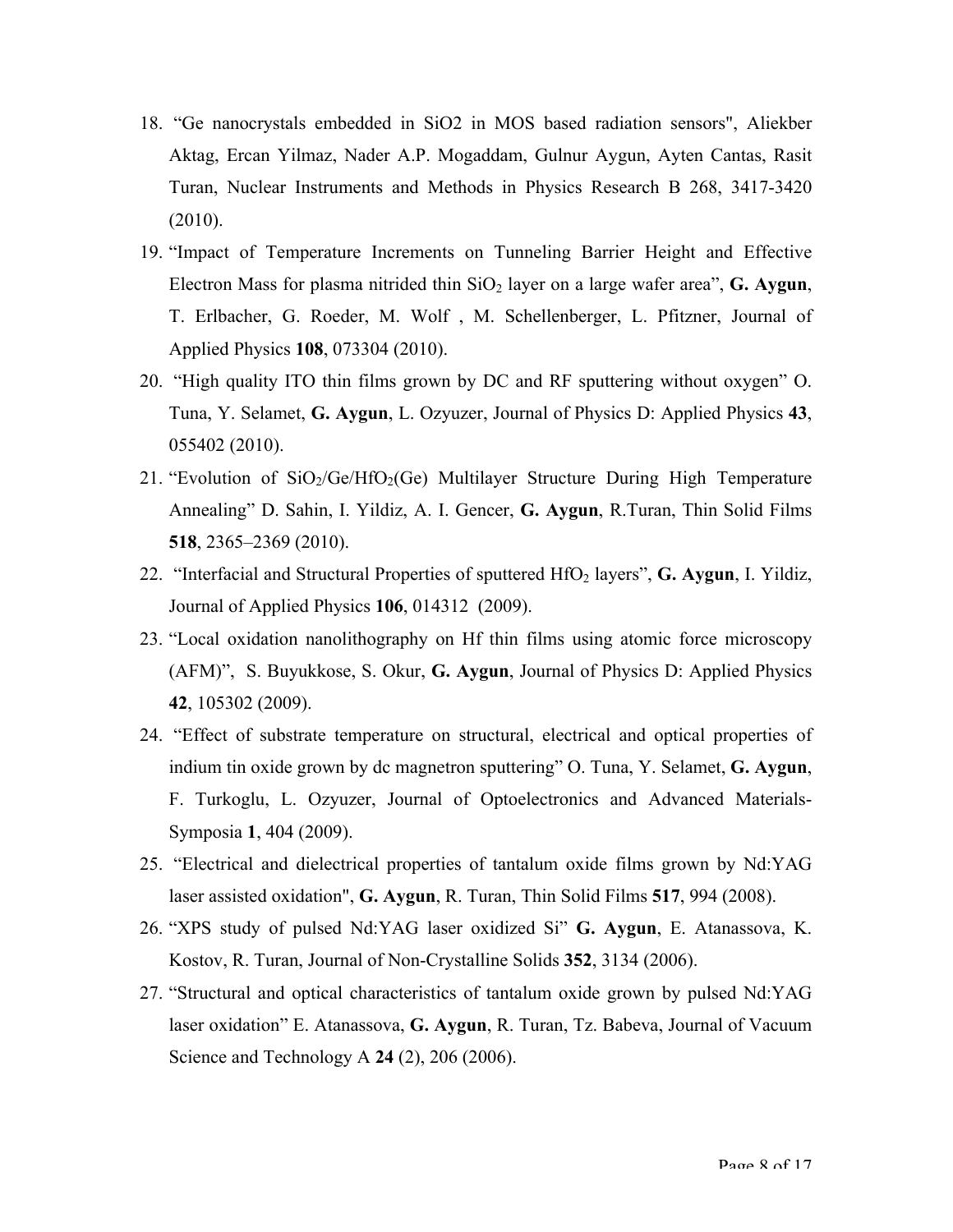18. "Ge nanocrystals embedded in SiO2 in MOS based radiation sensors", Aliekber Aktag, Ercan Yilmaz, Nader A.P. Mogaddam, Gulnur Aygun, Ayten Cantas, Rasit Turan, Nuclear Instruments and Methods in Physics Research B 268, 3417-3420 (2010).
19. "Impact of Temperature Increments on Tunneling Barrier Height and Effective Electron Mass for plasma nitrided thin $SiO_2$ layer on a large wafer area", **G. Aygun**, T. Erlbacher, G. Roeder, M. Wolf , M. Schellenberger, L. Pfitzner, Journal of Applied Physics **108**, 073304 (2010).
20. "High quality ITO thin films grown by DC and RF sputtering without oxygen" O. Tuna, Y. Selamet, **G. Aygun**, L. Ozyuzer, Journal of Physics D: Applied Physics **43**, 055402 (2010).
21. "Evolution of $SiO_2$/Ge/$HfO_2$(Ge) Multilayer Structure During High Temperature Annealing" D. Sahin, I. Yildiz, A. I. Gencer, **G. Aygun**, R.Turan, Thin Solid Films **518**, 2365–2369 (2010).
22. "Interfacial and Structural Properties of sputtered $HfO_2$ layers", **G. Aygun**, I. Yildiz, Journal of Applied Physics **106**, 014312 (2009).
23. "Local oxidation nanolithography on Hf thin films using atomic force microscopy (AFM)", S. Buyukkose, S. Okur, **G. Aygun**, Journal of Physics D: Applied Physics **42**, 105302 (2009).
24. "Effect of substrate temperature on structural, electrical and optical properties of indium tin oxide grown by dc magnetron sputtering" O. Tuna, Y. Selamet, **G. Aygun**, F. Turkoglu, L. Ozyuzer, Journal of Optoelectronics and Advanced Materials-Symposia **1**, 404 (2009).
25. "Electrical and dielectrical properties of tantalum oxide films grown by Nd:YAG laser assisted oxidation", **G. Aygun**, R. Turan, Thin Solid Films **517**, 994 (2008).
26. "XPS study of pulsed Nd:YAG laser oxidized Si" **G. Aygun**, E. Atanassova, K. Kostov, R. Turan, Journal of Non-Crystalline Solids **352**, 3134 (2006).
27. "Structural and optical characteristics of tantalum oxide grown by pulsed Nd:YAG laser oxidation" E. Atanassova, **G. Aygun**, R. Turan, Tz. Babeva, Journal of Vacuum Science and Technology A **24** (2), 206 (2006).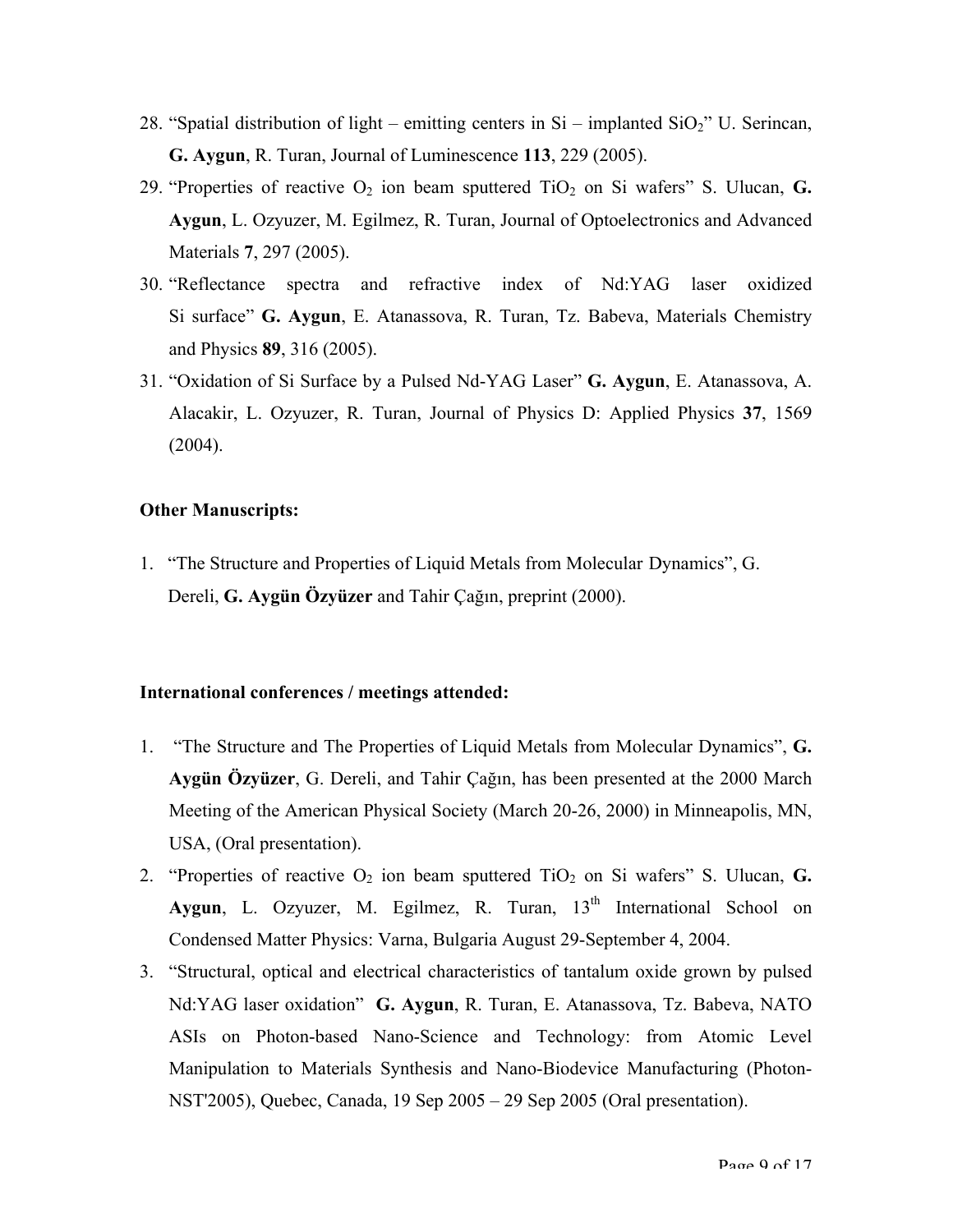28. "Spatial distribution of light – emitting centers in Si – implanted $SiO_2$" U. Serincan, **G. Aygun**, R. Turan, Journal of Luminescence **113**, 229 (2005).
29. "Properties of reactive $O_2$ ion beam sputtered $TiO_2$ on Si wafers" S. Ulucan, **G. Aygun**, L. Ozyuzer, M. Egilmez, R. Turan, Journal of Optoelectronics and Advanced Materials **7**, 297 (2005).
30. "Reflectance spectra and refractive index of Nd:YAG laser oxidized Si surface" **G. Aygun**, E. Atanassova, R. Turan, Tz. Babeva, Materials Chemistry and Physics **89**, 316 (2005).
31. "Oxidation of Si Surface by a Pulsed Nd-YAG Laser" **G. Aygun**, E. Atanassova, A. Alacakir, L. Ozyuzer, R. Turan, Journal of Physics D: Applied Physics **37**, 1569 (2004).

**Other Manuscripts:**

1. "The Structure and Properties of Liquid Metals from Molecular Dynamics", G. Dereli, **G. Aygün Özyüzer** and Tahir Çağın, preprint (2000).

**International conferences / meetings attended:**

1. "The Structure and The Properties of Liquid Metals from Molecular Dynamics", **G. Aygün Özyüzer**, G. Dereli, and Tahir Çağın, has been presented at the 2000 March Meeting of the American Physical Society (March 20-26, 2000) in Minneapolis, MN, USA, (Oral presentation).
2. "Properties of reactive $O_2$ ion beam sputtered $TiO_2$ on Si wafers" S. Ulucan, **G. Aygun**, L. Ozyuzer, M. Egilmez, R. Turan, 13$^{th}$ International School on Condensed Matter Physics: Varna, Bulgaria August 29-September 4, 2004.
3. "Structural, optical and electrical characteristics of tantalum oxide grown by pulsed Nd:YAG laser oxidation" **G. Aygun**, R. Turan, E. Atanassova, Tz. Babeva, NATO ASIs on Photon-based Nano-Science and Technology: from Atomic Level Manipulation to Materials Synthesis and Nano-Biodevice Manufacturing (Photon-NST'2005), Quebec, Canada, 19 Sep 2005 – 29 Sep 2005 (Oral presentation).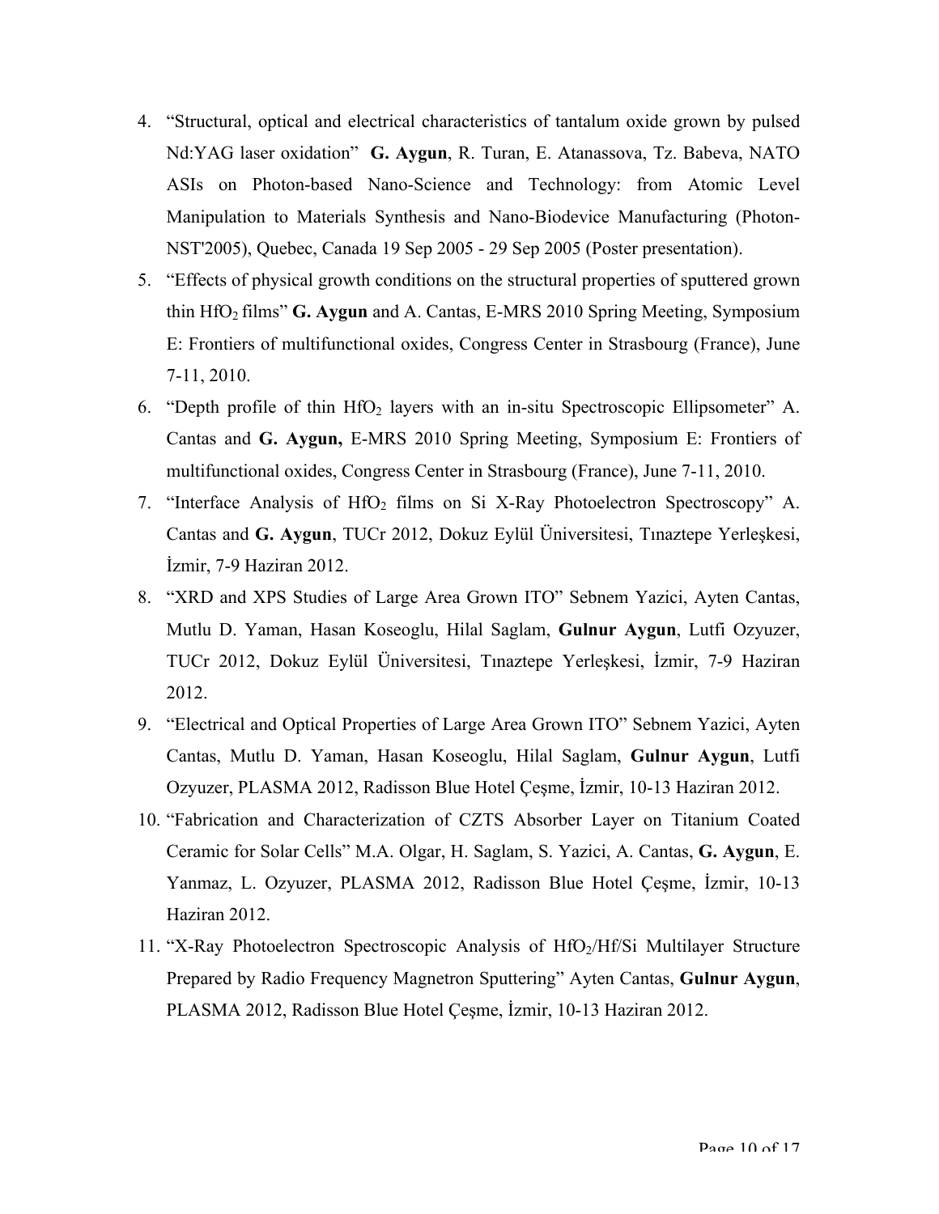4. "Structural, optical and electrical characteristics of tantalum oxide grown by pulsed Nd:YAG laser oxidation" **G. Aygun**, R. Turan, E. Atanassova, Tz. Babeva, NATO ASIs on Photon-based Nano-Science and Technology: from Atomic Level Manipulation to Materials Synthesis and Nano-Biodevice Manufacturing (Photon-NST'2005), Quebec, Canada 19 Sep 2005 - 29 Sep 2005 (Poster presentation).
5. "Effects of physical growth conditions on the structural properties of sputtered grown thin $HfO_2$ films" **G. Aygun** and A. Cantas, E-MRS 2010 Spring Meeting, Symposium E: Frontiers of multifunctional oxides, Congress Center in Strasbourg (France), June 7-11, 2010.
6. "Depth profile of thin $HfO_2$ layers with an in-situ Spectroscopic Ellipsometer" A. Cantas and **G. Aygun,** E-MRS 2010 Spring Meeting, Symposium E: Frontiers of multifunctional oxides, Congress Center in Strasbourg (France), June 7-11, 2010.
7. "Interface Analysis of $HfO_2$ films on Si X-Ray Photoelectron Spectroscopy" A. Cantas and **G. Aygun**, TUCr 2012, Dokuz Eylül Üniversitesi, Tınaztepe Yerleşkesi, İzmir, 7-9 Haziran 2012.
8. "XRD and XPS Studies of Large Area Grown ITO" Sebnem Yazici, Ayten Cantas, Mutlu D. Yaman, Hasan Koseoglu, Hilal Saglam, **Gulnur Aygun**, Lutfi Ozyuzer, TUCr 2012, Dokuz Eylül Üniversitesi, Tınaztepe Yerleşkesi, İzmir, 7-9 Haziran 2012.
9. "Electrical and Optical Properties of Large Area Grown ITO" Sebnem Yazici, Ayten Cantas, Mutlu D. Yaman, Hasan Koseoglu, Hilal Saglam, **Gulnur Aygun**, Lutfi Ozyuzer, PLASMA 2012, Radisson Blue Hotel Çeşme, İzmir, 10-13 Haziran 2012.
10. "Fabrication and Characterization of CZTS Absorber Layer on Titanium Coated Ceramic for Solar Cells" M.A. Olgar, H. Saglam, S. Yazici, A. Cantas, **G. Aygun**, E. Yanmaz, L. Ozyuzer, PLASMA 2012, Radisson Blue Hotel Çeşme, İzmir, 10-13 Haziran 2012.
11. "X-Ray Photoelectron Spectroscopic Analysis of $HfO_2$/Hf/Si Multilayer Structure Prepared by Radio Frequency Magnetron Sputtering" Ayten Cantas, **Gulnur Aygun**, PLASMA 2012, Radisson Blue Hotel Çeşme, İzmir, 10-13 Haziran 2012.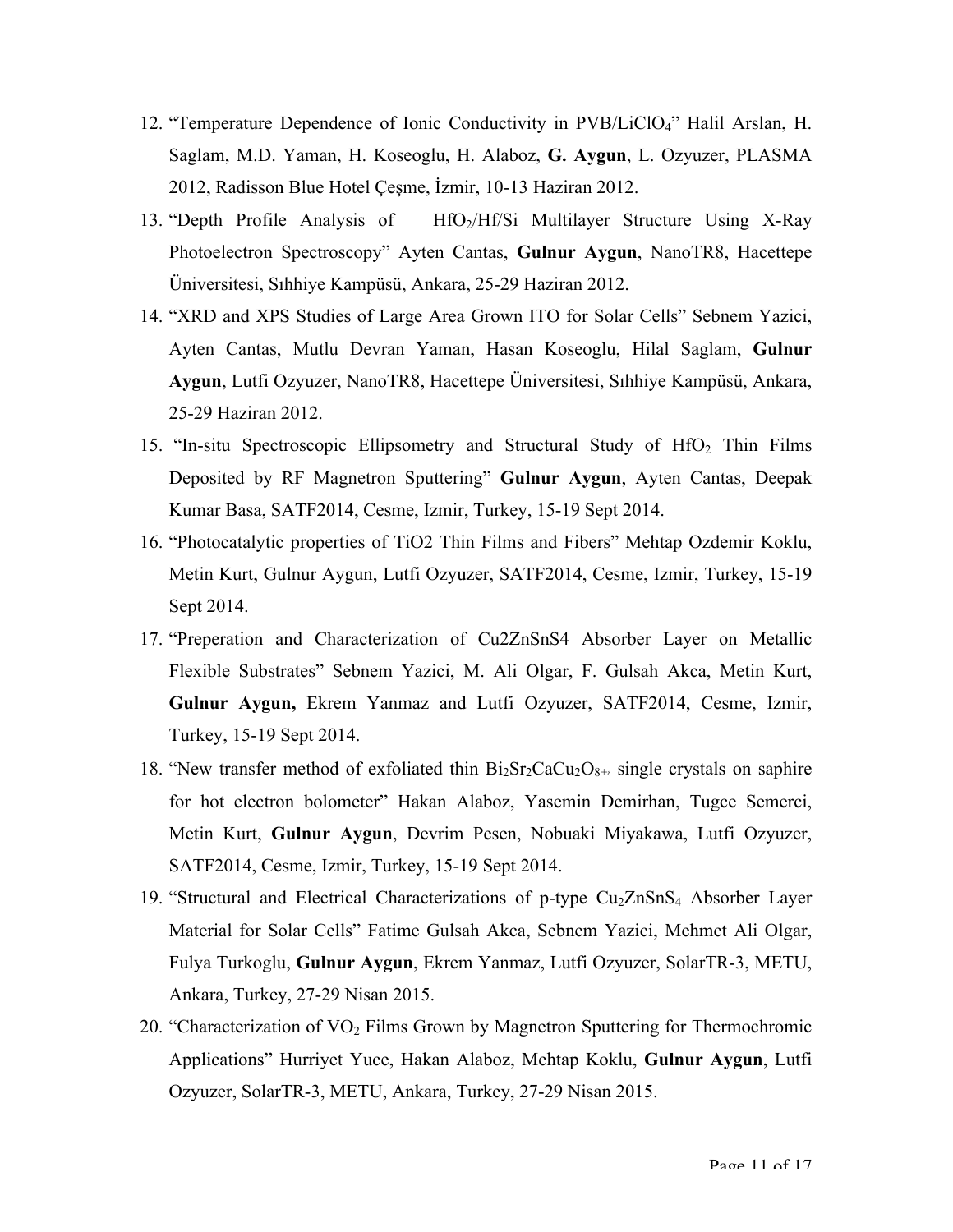12. "Temperature Dependence of Ionic Conductivity in PVB/$LiClO_4$" Halil Arslan, H. Saglam, M.D. Yaman, H. Koseoglu, H. Alaboz, **G. Aygun**, L. Ozyuzer, PLASMA 2012, Radisson Blue Hotel Çeşme, İzmir, 10-13 Haziran 2012.
13. "Depth Profile Analysis of $HfO_2$/Hf/Si Multilayer Structure Using X-Ray Photoelectron Spectroscopy" Ayten Cantas, **Gulnur Aygun**, NanoTR8, Hacettepe Üniversitesi, Sıhhiye Kampüsü, Ankara, 25-29 Haziran 2012.
14. "XRD and XPS Studies of Large Area Grown ITO for Solar Cells" Sebnem Yazici, Ayten Cantas, Mutlu Devran Yaman, Hasan Koseoglu, Hilal Saglam, **Gulnur Aygun**, Lutfi Ozyuzer, NanoTR8, Hacettepe Üniversitesi, Sıhhiye Kampüsü, Ankara, 25-29 Haziran 2012.
15. "In-situ Spectroscopic Ellipsometry and Structural Study of $HfO_2$ Thin Films Deposited by RF Magnetron Sputtering" **Gulnur Aygun**, Ayten Cantas, Deepak Kumar Basa, SATF2014, Cesme, Izmir, Turkey, 15-19 Sept 2014.
16. "Photocatalytic properties of TiO2 Thin Films and Fibers" Mehtap Ozdemir Koklu, Metin Kurt, Gulnur Aygun, Lutfi Ozyuzer, SATF2014, Cesme, Izmir, Turkey, 15-19 Sept 2014.
17. "Preperation and Characterization of Cu2ZnSnS4 Absorber Layer on Metallic Flexible Substrates" Sebnem Yazici, M. Ali Olgar, F. Gulsah Akca, Metin Kurt, **Gulnur Aygun,** Ekrem Yanmaz and Lutfi Ozyuzer, SATF2014, Cesme, Izmir, Turkey, 15-19 Sept 2014.
18. "New transfer method of exfoliated thin $Bi_2Sr_2CaCu_2O_{8+\delta}$ single crystals on saphire for hot electron bolometer" Hakan Alaboz, Yasemin Demirhan, Tugce Semerci, Metin Kurt, **Gulnur Aygun**, Devrim Pesen, Nobuaki Miyakawa, Lutfi Ozyuzer, SATF2014, Cesme, Izmir, Turkey, 15-19 Sept 2014.
19. "Structural and Electrical Characterizations of p-type $Cu_2ZnSnS_4$ Absorber Layer Material for Solar Cells" Fatime Gulsah Akca, Sebnem Yazici, Mehmet Ali Olgar, Fulya Turkoglu, **Gulnur Aygun**, Ekrem Yanmaz, Lutfi Ozyuzer, SolarTR-3, METU, Ankara, Turkey, 27-29 Nisan 2015.
20. "Characterization of $VO_2$ Films Grown by Magnetron Sputtering for Thermochromic Applications" Hurriyet Yuce, Hakan Alaboz, Mehtap Koklu, **Gulnur Aygun**, Lutfi Ozyuzer, SolarTR-3, METU, Ankara, Turkey, 27-29 Nisan 2015.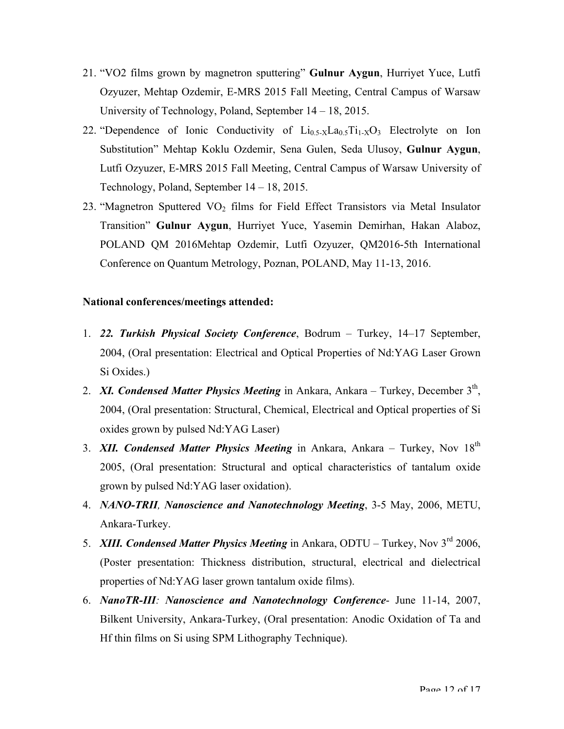21. "VO2 films grown by magnetron sputtering" **Gulnur Aygun**, Hurriyet Yuce, Lutfi Ozyuzer, Mehtap Ozdemir, E-MRS 2015 Fall Meeting, Central Campus of Warsaw University of Technology, Poland, September 14 – 18, 2015.
22. "Dependence of Ionic Conductivity of $Li_{0.5-X}La_{0.5}Ti_{1-X}O_3$ Electrolyte on Ion Substitution" Mehtap Koklu Ozdemir, Sena Gulen, Seda Ulusoy, **Gulnur Aygun**, Lutfi Ozyuzer, E-MRS 2015 Fall Meeting, Central Campus of Warsaw University of Technology, Poland, September 14 – 18, 2015.
23. "Magnetron Sputtered $VO_2$ films for Field Effect Transistors via Metal Insulator Transition" **Gulnur Aygun**, Hurriyet Yuce, Yasemin Demirhan, Hakan Alaboz, POLAND QM 2016Mehtap Ozdemir, Lutfi Ozyuzer, QM2016-5th International Conference on Quantum Metrology, Poznan, POLAND, May 11-13, 2016.

**National conferences/meetings attended:**

1. ***22. Turkish Physical Society Conference***, Bodrum – Turkey, 14–17 September, 2004, (Oral presentation: Electrical and Optical Properties of Nd:YAG Laser Grown Si Oxides.)
2. ***XI. Condensed Matter Physics Meeting*** in Ankara, Ankara – Turkey, December 3rd, 2004, (Oral presentation: Structural, Chemical, Electrical and Optical properties of Si oxides grown by pulsed Nd:YAG Laser)
3. ***XII. Condensed Matter Physics Meeting*** in Ankara, Ankara – Turkey, Nov 18th 2005, (Oral presentation: Structural and optical characteristics of tantalum oxide grown by pulsed Nd:YAG laser oxidation).
4. ***NANO-TRII, Nanoscience and Nanotechnology Meeting***, 3-5 May, 2006, METU, Ankara-Turkey.
5. ***XIII. Condensed Matter Physics Meeting*** in Ankara, ODTU – Turkey, Nov 3rd 2006, (Poster presentation: Thickness distribution, structural, electrical and dielectrical properties of Nd:YAG laser grown tantalum oxide films).
6. ***NanoTR-III**: **Nanoscience and Nanotechnology Conference***- June 11-14, 2007, Bilkent University, Ankara-Turkey, (Oral presentation: Anodic Oxidation of Ta and Hf thin films on Si using SPM Lithography Technique).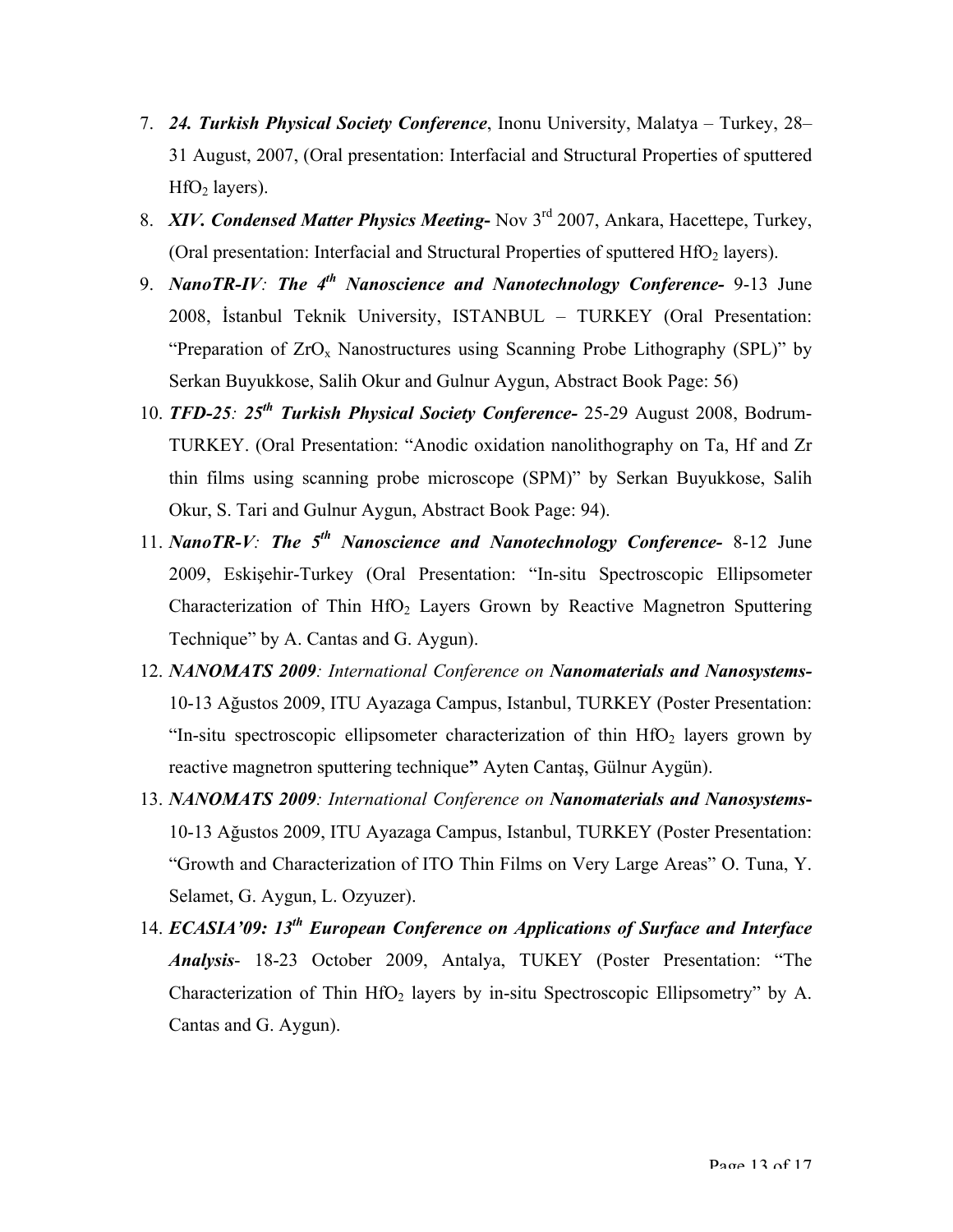7. ***24. Turkish Physical Society Conference***, Inonu University, Malatya – Turkey, 28–31 August, 2007, (Oral presentation: Interfacial and Structural Properties of sputtered $HfO_2$ layers).
8. ***XIV. Condensed Matter Physics Meeting-*** Nov 3rd 2007, Ankara, Hacettepe, Turkey, (Oral presentation: Interfacial and Structural Properties of sputtered $HfO_2$ layers).
9. ***NanoTR-IV**: **The 4th Nanoscience and Nanotechnology Conference-*** 9-13 June 2008, İstanbul Teknik University, ISTANBUL – TURKEY (Oral Presentation: "Preparation of $ZrO_x$ Nanostructures using Scanning Probe Lithography (SPL)" by Serkan Buyukkose, Salih Okur and Gulnur Aygun, Abstract Book Page: 56)
10. ***TFD-25**: **25th Turkish Physical Society Conference-*** 25-29 August 2008, Bodrum-TURKEY. (Oral Presentation: "Anodic oxidation nanolithography on Ta, Hf and Zr thin films using scanning probe microscope (SPM)" by Serkan Buyukkose, Salih Okur, S. Tari and Gulnur Aygun, Abstract Book Page: 94).
11. ***NanoTR-V**: **The 5th Nanoscience and Nanotechnology Conference-*** 8-12 June 2009, Eskişehir-Turkey (Oral Presentation: "In-situ Spectroscopic Ellipsometer Characterization of Thin $HfO_2$ Layers Grown by Reactive Magnetron Sputtering Technique" by A. Cantas and G. Aygun).
12. ***NANOMATS 2009**: International Conference on **Nanomaterials and Nanosystems-*** 10-13 Ağustos 2009, ITU Ayazaga Campus, Istanbul, TURKEY (Poster Presentation: "In-situ spectroscopic ellipsometer characterization of thin $HfO_2$ layers grown by reactive magnetron sputtering technique**"** Ayten Cantaş, Gülnur Aygün).
13. ***NANOMATS 2009**: International Conference on **Nanomaterials and Nanosystems-*** 10-13 Ağustos 2009, ITU Ayazaga Campus, Istanbul, TURKEY (Poster Presentation: "Growth and Characterization of ITO Thin Films on Very Large Areas" O. Tuna, Y. Selamet, G. Aygun, L. Ozyuzer).
14. ***ECASIA'09: 13th European Conference on Applications of Surface and Interface Analysis***- 18-23 October 2009, Antalya, TUKEY (Poster Presentation: "The Characterization of Thin $HfO_2$ layers by in-situ Spectroscopic Ellipsometry" by A. Cantas and G. Aygun).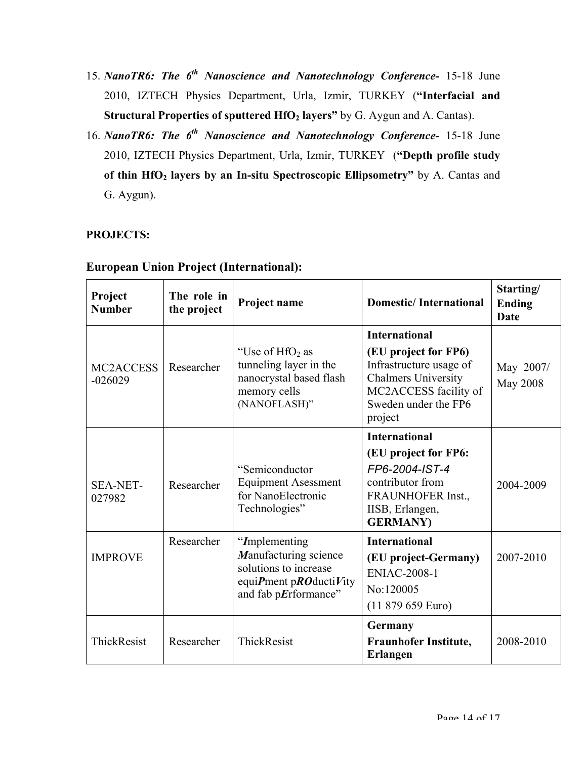15. ***NanoTR6: The 6th Nanoscience and Nanotechnology Conference-*** 15-18 June 2010, IZTECH Physics Department, Urla, Izmir, TURKEY (**"Interfacial and Structural Properties of sputtered $HfO_2$ layers"** by G. Aygun and A. Cantas).
16. ***NanoTR6: The 6th Nanoscience and Nanotechnology Conference-*** 15-18 June 2010, IZTECH Physics Department, Urla, Izmir, TURKEY (**"Depth profile study of thin $HfO_2$ layers by an In-situ Spectroscopic Ellipsometry"** by A. Cantas and G. Aygun).

**PROJECTS:**

## European Union Project (International):

| Project Number | The role in the project | Project name | Domestic/ International | Starting/ Ending Date |
|---|---|---|---|---|
| MC2ACCESS -026029 | Researcher | "Use of $HfO_2$ as tunneling layer in the nanocrystal based flash memory cells (NANOFLASH)" | **International** **(EU project for FP6)** Infrastructure usage of Chalmers University MC2ACCESS facility of Sweden under the FP6 project | May 2007/ May 2008 |
| SEA-NET-027982 | Researcher | "Semiconductor Equipment Asessment for NanoElectronic Technologies" | **International** **(EU project for FP6:** *FP6-2004-IST-4* contributor from FRAUNHOFER Inst., IISB, Erlangen, **GERMANY)** | 2004-2009 |
| IMPROVE | Researcher | "***I***mplementing ***M***anufacturing science solutions to increase equi***P***ment p***RO***ducti***V***ity and fab p***E***rformance" | **International** **(EU project-Germany)** ENIAC-2008-1 No:120005 (11 879 659 Euro) | 2007-2010 |
| ThickResist | Researcher | ThickResist | **Germany** **Fraunhofer Institute, Erlangen** | 2008-2010 |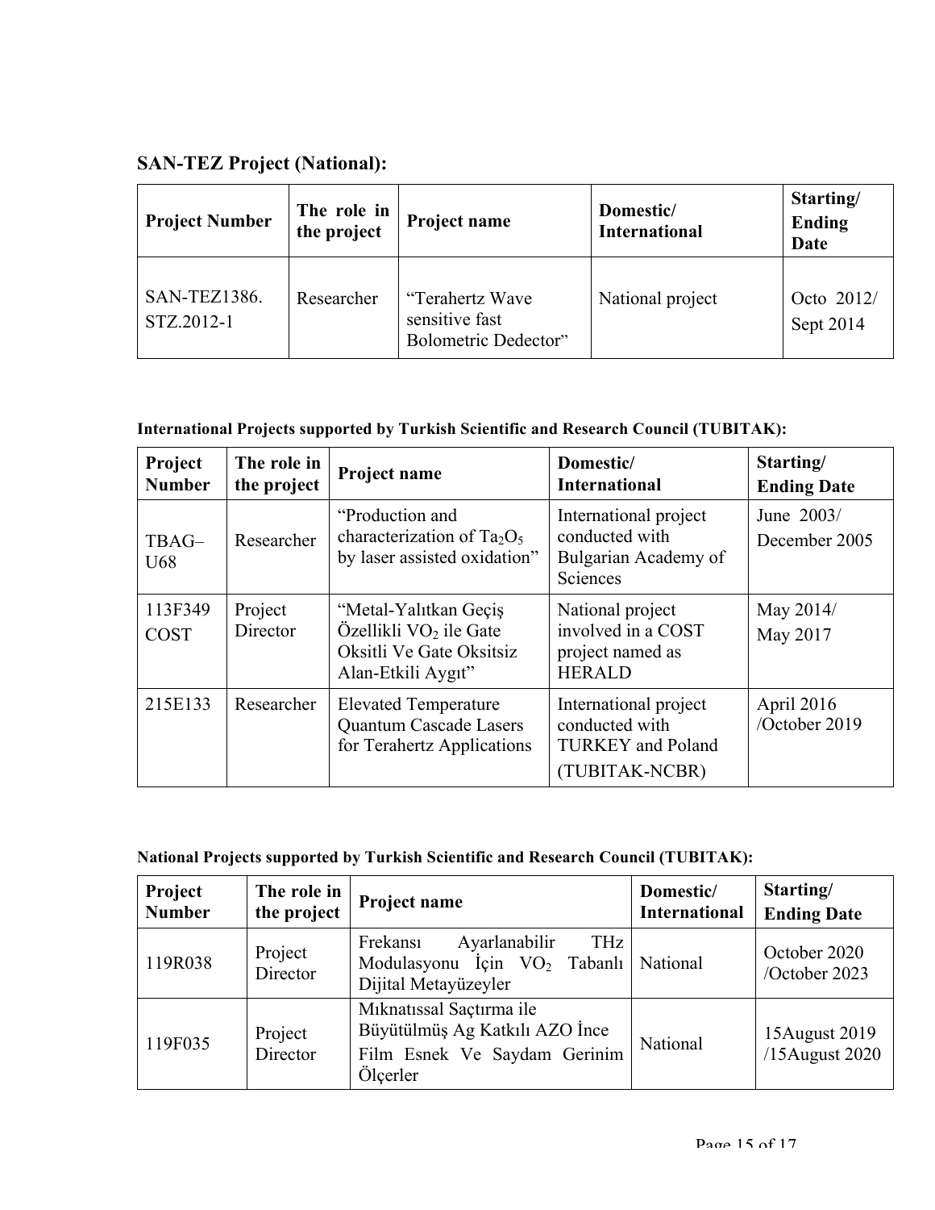## SAN-TEZ Project (National):

| Project Number | The role in the project | Project name | Domestic/ International | Starting/ Ending Date |
|---|---|---|---|---|
| SAN-TEZ1386. STZ.2012-1 | Researcher | "Terahertz Wave sensitive fast Bolometric Dedector" | National project | Octo 2012/ Sept 2014 |

**International Projects supported by Turkish Scientific and Research Council (TUBITAK):**

| Project Number | The role in the project | Project name | Domestic/ International | Starting/ Ending Date |
|---|---|---|---|---|
| TBAG–U68 | Researcher | "Production and characterization of $Ta_2O_5$ by laser assisted oxidation" | International project conducted with Bulgarian Academy of Sciences | June 2003/ December 2005 |
| 113F349 COST | Project Director | "Metal-Yalıtkan Geçiş Özellikli $VO_2$ ile Gate Oksitli Ve Gate Oksitsiz Alan-Etkili Aygıt" | National project involved in a COST project named as HERALD | May 2014/ May 2017 |
| 215E133 | Researcher | Elevated Temperature Quantum Cascade Lasers for Terahertz Applications | International project conducted with TURKEY and Poland (TUBITAK-NCBR) | April 2016 /October 2019 |

**National Projects supported by Turkish Scientific and Research Council (TUBITAK):**

| Project Number | The role in the project | Project name | Domestic/ International | Starting/ Ending Date |
|---|---|---|---|---|
| 119R038 | Project Director | Frekansı Ayarlanabilir THz Modulasyonu İçin $VO_2$ Tabanlı Dijital Metayüzeyler | National | October 2020 /October 2023 |
| 119F035 | Project Director | Mıknatıssal Saçtırma ile Büyütülmüş Ag Katkılı AZO İnce Film Esnek Ve Saydam Gerinim Ölçerler | National | 15August 2019 /15August 2020 |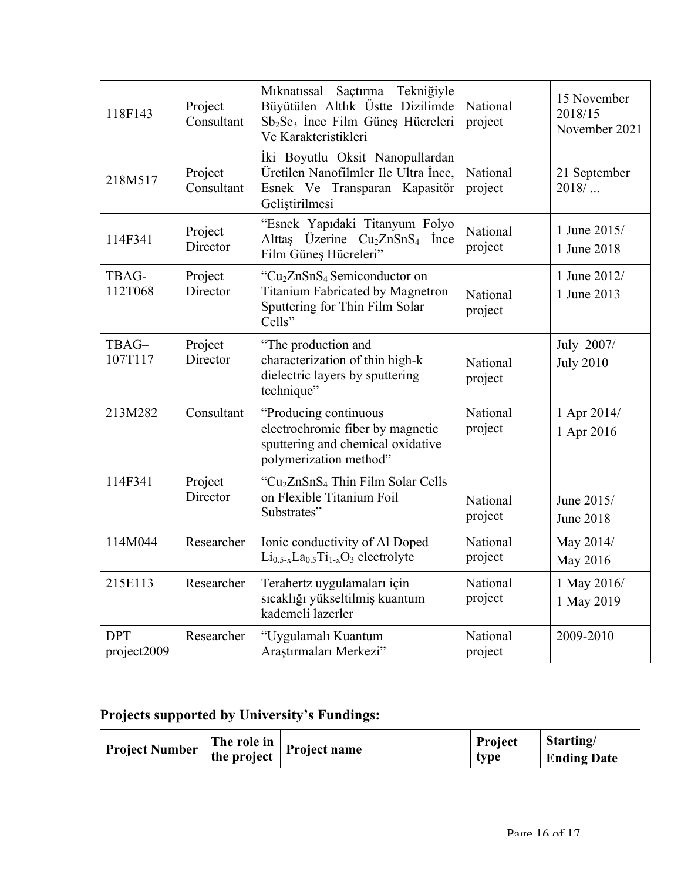| | | | | |
|---|---|---|---|---|
| 118F143 | Project Consultant | Mıknatıssal Saçtırma Tekniğiyle Büyütülen Altlık Üstte Dizilimde $Sb_2Se_3$ İnce Film Güneş Hücreleri Ve Karakteristikleri | National project | 15 November 2018/15 November 2021 |
| 218M517 | Project Consultant | İki Boyutlu Oksit Nanopullardan Üretilen Nanofilmler Ile Ultra İnce, Esnek Ve Transparan Kapasitör Geliştirilmesi | National project | 21 September 2018/ ... |
| 114F341 | Project Director | "Esnek Yapıdaki Titanyum Folyo Alttaş Üzerine $Cu_2ZnSnS_4$ İnce Film Güneş Hücreleri" | National project | 1 June 2015/ 1 June 2018 |
| TBAG-112T068 | Project Director | "$Cu_2ZnSnS_4$ Semiconductor on Titanium Fabricated by Magnetron Sputtering for Thin Film Solar Cells" | National project | 1 June 2012/ 1 June 2013 |
| TBAG–107T117 | Project Director | "The production and characterization of thin high-k dielectric layers by sputtering technique" | National project | July 2007/ July 2010 |
| 213M282 | Consultant | "Producing continuous electrochromic fiber by magnetic sputtering and chemical oxidative polymerization method" | National project | 1 Apr 2014/ 1 Apr 2016 |
| 114F341 | Project Director | "$Cu_2ZnSnS_4$ Thin Film Solar Cells on Flexible Titanium Foil Substrates" | National project | June 2015/ June 2018 |
| 114M044 | Researcher | Ionic conductivity of Al Doped $Li_{0.5-x}La_{0.5}Ti_{1-x}O_3$ electrolyte | National project | May 2014/ May 2016 |
| 215E113 | Researcher | Terahertz uygulamaları için sıcaklığı yükseltilmiş kuantum kademeli lazerler | National project | 1 May 2016/ 1 May 2019 |
| DPT project2009 | Researcher | "Uygulamalı Kuantum Araştırmaları Merkezi" | National project | 2009-2010 |

**Projects supported by University's Fundings:**

| Project Number | The role in the project | Project name | Project type | Starting/ Ending Date |
|---|---|---|---|---|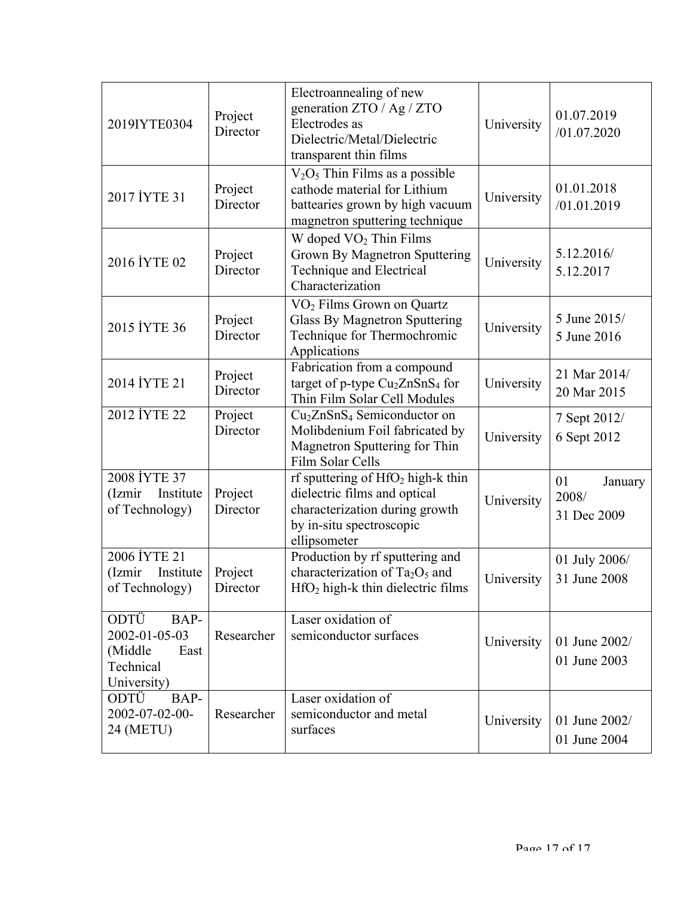| | | | | |
|---|---|---|---|---|
| 2019IYTE0304 | Project Director | Electroannealing of new generation ZTO / Ag / ZTO Electrodes as Dielectric/Metal/Dielectric transparent thin films | University | 01.07.2019 /01.07.2020 |
| 2017 İYTE 31 | Project Director | $V_2O_5$ Thin Films as a possible cathode material for Lithium battearies grown by high vacuum magnetron sputtering technique | University | 01.01.2018 /01.01.2019 |
| 2016 İYTE 02 | Project Director | W doped $VO_2$ Thin Films Grown By Magnetron Sputtering Technique and Electrical Characterization | University | 5.12.2016/ 5.12.2017 |
| 2015 İYTE 36 | Project Director | $VO_2$ Films Grown on Quartz Glass By Magnetron Sputtering Technique for Thermochromic Applications | University | 5 June 2015/ 5 June 2016 |
| 2014 İYTE 21 | Project Director | Fabrication from a compound target of p-type $Cu_2ZnSnS_4$ for Thin Film Solar Cell Modules | University | 21 Mar 2014/ 20 Mar 2015 |
| 2012 İYTE 22 | Project Director | $Cu_2ZnSnS_4$ Semiconductor on Molibdenium Foil fabricated by Magnetron Sputtering for Thin Film Solar Cells | University | 7 Sept 2012/ 6 Sept 2012 |
| 2008 İYTE 37 (Izmir Institute of Technology) | Project Director | rf sputtering of $HfO_2$ high-k thin dielectric films and optical characterization during growth by in-situ spectroscopic ellipsometer | University | 01 January 2008/ 31 Dec 2009 |
| 2006 İYTE 21 (Izmir Institute of Technology) | Project Director | Production by rf sputtering and characterization of $Ta_2O_5$ and $HfO_2$ high-k thin dielectric films | University | 01 July 2006/ 31 June 2008 |
| ODTÜ BAP-2002-01-05-03 (Middle East Technical University) | Researcher | Laser oxidation of semiconductor surfaces | University | 01 June 2002/ 01 June 2003 |
| ODTÜ BAP-2002-07-02-00-24 (METU) | Researcher | Laser oxidation of semiconductor and metal surfaces | University | 01 June 2002/ 01 June 2004 |